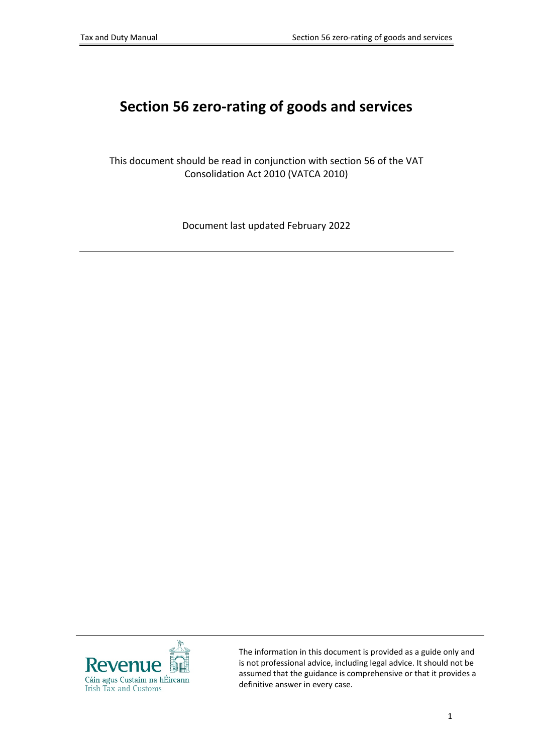# Section 56 zero-rating of goods and services

This document should be read in conjunction with section 56 of the VAT Consolidation Act 2010 (VATCA 2010)

Document last updated February 2022

---

The information in this document is provided as a guide only and is not professional advice, including legal advice. It should not be assumed that the guidance is comprehensive or that it provides a definitive answer in every case.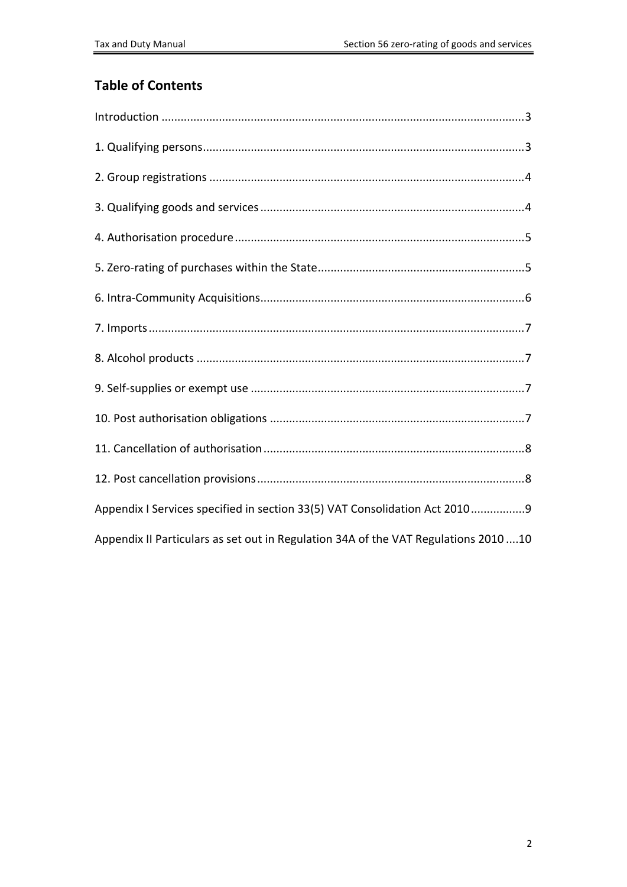## Table of Contents

Introduction ..................................................................................................................3

1. Qualifying persons......................................................................................................3

2. Group registrations ....................................................................................................4

3. Qualifying goods and services ....................................................................................4

4. Authorisation procedure.............................................................................................5

5. Zero-rating of purchases within the State...................................................................5

6. Intra-Community Acquisitions.....................................................................................6

7. Imports.......................................................................................................................7

8. Alcohol products ........................................................................................................7

9. Self-supplies or exempt use ........................................................................................7

10. Post authorisation obligations ..................................................................................7

11. Cancellation of authorisation ....................................................................................8

12. Post cancellation provisions......................................................................................8

Appendix I Services specified in section 33(5) VAT Consolidation Act 2010................9

Appendix II Particulars as set out in Regulation 34A of the VAT Regulations 2010 ....10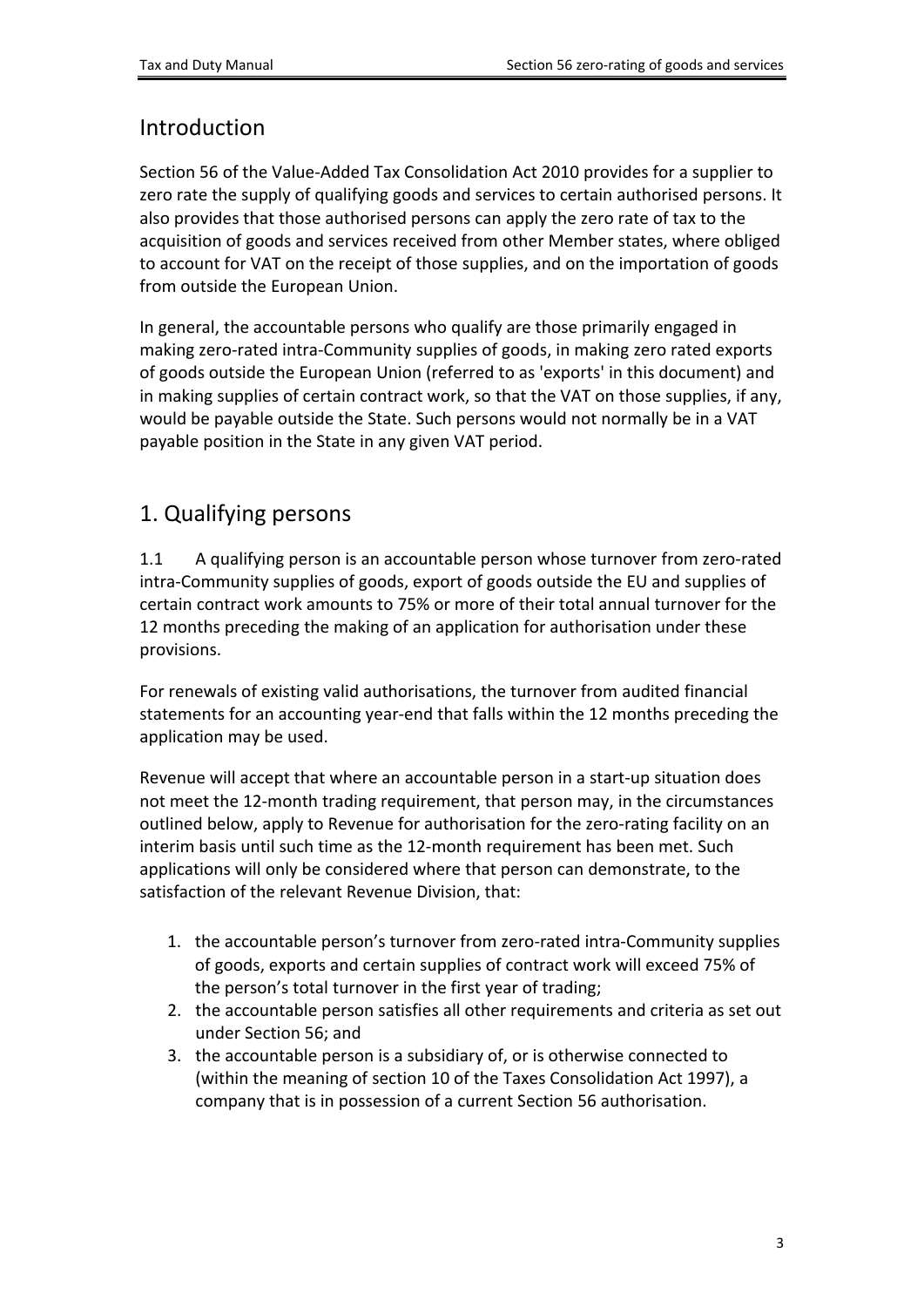## Introduction

Section 56 of the Value-Added Tax Consolidation Act 2010 provides for a supplier to zero rate the supply of qualifying goods and services to certain authorised persons. It also provides that those authorised persons can apply the zero rate of tax to the acquisition of goods and services received from other Member states, where obliged to account for VAT on the receipt of those supplies, and on the importation of goods from outside the European Union.

In general, the accountable persons who qualify are those primarily engaged in making zero-rated intra-Community supplies of goods, in making zero rated exports of goods outside the European Union (referred to as 'exports' in this document) and in making supplies of certain contract work, so that the VAT on those supplies, if any, would be payable outside the State. Such persons would not normally be in a VAT payable position in the State in any given VAT period.

## 1. Qualifying persons

1.1 A qualifying person is an accountable person whose turnover from zero-rated intra-Community supplies of goods, export of goods outside the EU and supplies of certain contract work amounts to 75% or more of their total annual turnover for the 12 months preceding the making of an application for authorisation under these provisions.

For renewals of existing valid authorisations, the turnover from audited financial statements for an accounting year-end that falls within the 12 months preceding the application may be used.

Revenue will accept that where an accountable person in a start-up situation does not meet the 12-month trading requirement, that person may, in the circumstances outlined below, apply to Revenue for authorisation for the zero-rating facility on an interim basis until such time as the 12-month requirement has been met. Such applications will only be considered where that person can demonstrate, to the satisfaction of the relevant Revenue Division, that:

1. the accountable person's turnover from zero-rated intra-Community supplies of goods, exports and certain supplies of contract work will exceed 75% of the person's total turnover in the first year of trading;
2. the accountable person satisfies all other requirements and criteria as set out under Section 56; and
3. the accountable person is a subsidiary of, or is otherwise connected to (within the meaning of section 10 of the Taxes Consolidation Act 1997), a company that is in possession of a current Section 56 authorisation.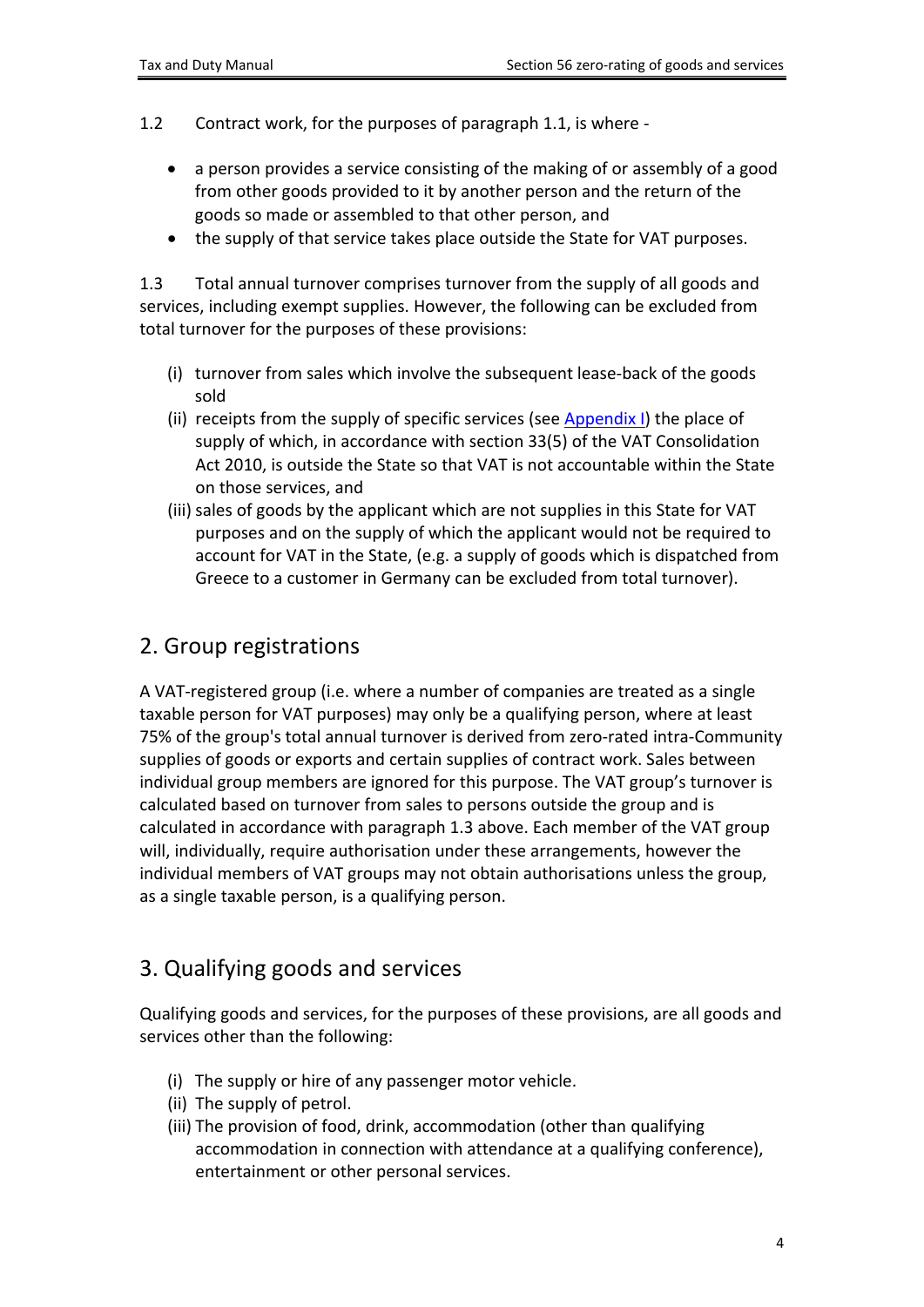1.2 Contract work, for the purposes of paragraph 1.1, is where -

- a person provides a service consisting of the making of or assembly of a good from other goods provided to it by another person and the return of the goods so made or assembled to that other person, and
- the supply of that service takes place outside the State for VAT purposes.

1.3 Total annual turnover comprises turnover from the supply of all goods and services, including exempt supplies. However, the following can be excluded from total turnover for the purposes of these provisions:

(i) turnover from sales which involve the subsequent lease-back of the goods sold

(ii) receipts from the supply of specific services (see Appendix I) the place of supply of which, in accordance with section 33(5) of the VAT Consolidation Act 2010, is outside the State so that VAT is not accountable within the State on those services, and

(iii) sales of goods by the applicant which are not supplies in this State for VAT purposes and on the supply of which the applicant would not be required to account for VAT in the State, (e.g. a supply of goods which is dispatched from Greece to a customer in Germany can be excluded from total turnover).

## 2. Group registrations

A VAT-registered group (i.e. where a number of companies are treated as a single taxable person for VAT purposes) may only be a qualifying person, where at least 75% of the group's total annual turnover is derived from zero-rated intra-Community supplies of goods or exports and certain supplies of contract work. Sales between individual group members are ignored for this purpose. The VAT group's turnover is calculated based on turnover from sales to persons outside the group and is calculated in accordance with paragraph 1.3 above. Each member of the VAT group will, individually, require authorisation under these arrangements, however the individual members of VAT groups may not obtain authorisations unless the group, as a single taxable person, is a qualifying person.

## 3. Qualifying goods and services

Qualifying goods and services, for the purposes of these provisions, are all goods and services other than the following:

(i) The supply or hire of any passenger motor vehicle.

(ii) The supply of petrol.

(iii) The provision of food, drink, accommodation (other than qualifying accommodation in connection with attendance at a qualifying conference), entertainment or other personal services.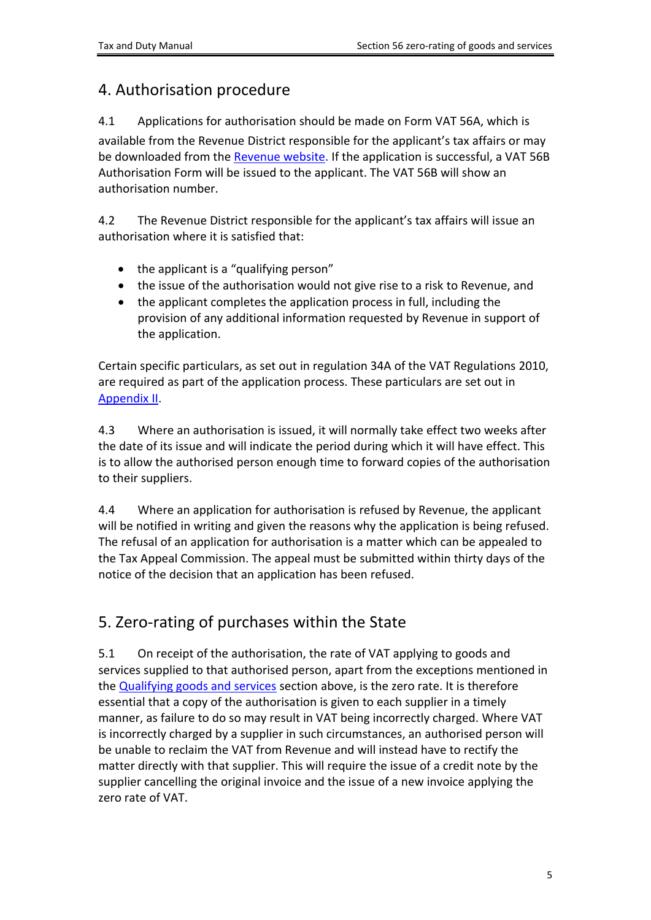## 4. Authorisation procedure

4.1 Applications for authorisation should be made on Form VAT 56A, which is available from the Revenue District responsible for the applicant's tax affairs or may be downloaded from the Revenue website. If the application is successful, a VAT 56B Authorisation Form will be issued to the applicant. The VAT 56B will show an authorisation number.

4.2 The Revenue District responsible for the applicant's tax affairs will issue an authorisation where it is satisfied that:

- the applicant is a "qualifying person"
- the issue of the authorisation would not give rise to a risk to Revenue, and
- the applicant completes the application process in full, including the provision of any additional information requested by Revenue in support of the application.

Certain specific particulars, as set out in regulation 34A of the VAT Regulations 2010, are required as part of the application process. These particulars are set out in Appendix II.

4.3 Where an authorisation is issued, it will normally take effect two weeks after the date of its issue and will indicate the period during which it will have effect. This is to allow the authorised person enough time to forward copies of the authorisation to their suppliers.

4.4 Where an application for authorisation is refused by Revenue, the applicant will be notified in writing and given the reasons why the application is being refused. The refusal of an application for authorisation is a matter which can be appealed to the Tax Appeal Commission. The appeal must be submitted within thirty days of the notice of the decision that an application has been refused.

## 5. Zero-rating of purchases within the State

5.1 On receipt of the authorisation, the rate of VAT applying to goods and services supplied to that authorised person, apart from the exceptions mentioned in the Qualifying goods and services section above, is the zero rate. It is therefore essential that a copy of the authorisation is given to each supplier in a timely manner, as failure to do so may result in VAT being incorrectly charged. Where VAT is incorrectly charged by a supplier in such circumstances, an authorised person will be unable to reclaim the VAT from Revenue and will instead have to rectify the matter directly with that supplier. This will require the issue of a credit note by the supplier cancelling the original invoice and the issue of a new invoice applying the zero rate of VAT.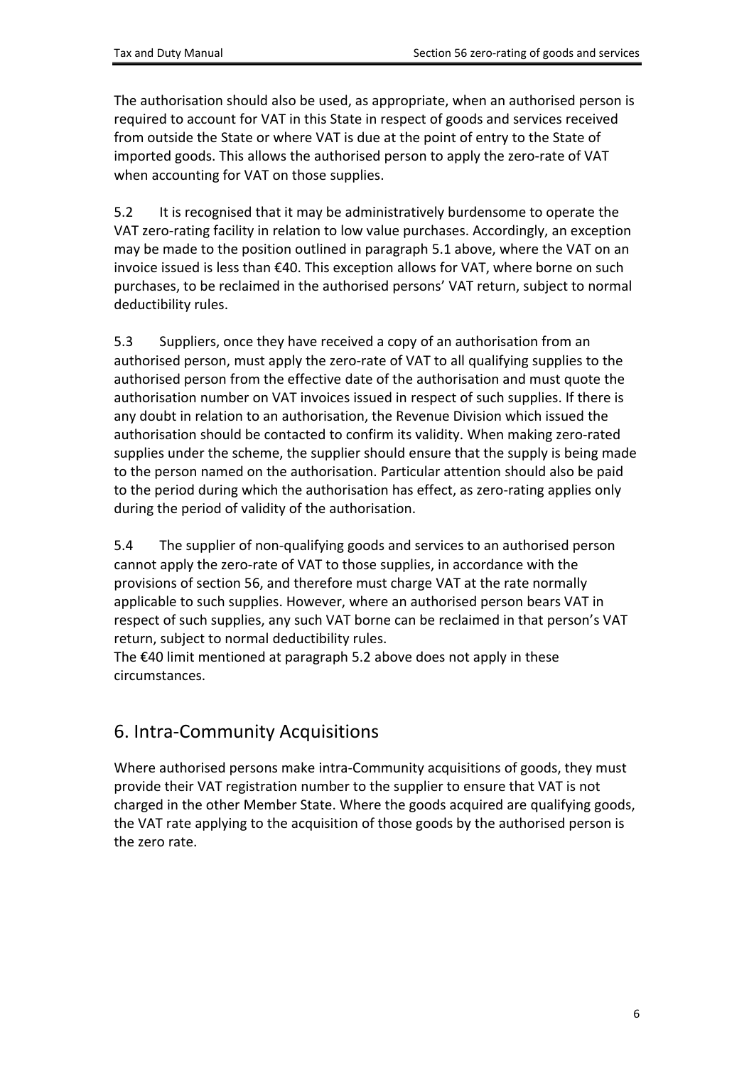The authorisation should also be used, as appropriate, when an authorised person is required to account for VAT in this State in respect of goods and services received from outside the State or where VAT is due at the point of entry to the State of imported goods. This allows the authorised person to apply the zero-rate of VAT when accounting for VAT on those supplies.

5.2 It is recognised that it may be administratively burdensome to operate the VAT zero-rating facility in relation to low value purchases. Accordingly, an exception may be made to the position outlined in paragraph 5.1 above, where the VAT on an invoice issued is less than €40. This exception allows for VAT, where borne on such purchases, to be reclaimed in the authorised persons' VAT return, subject to normal deductibility rules.

5.3 Suppliers, once they have received a copy of an authorisation from an authorised person, must apply the zero-rate of VAT to all qualifying supplies to the authorised person from the effective date of the authorisation and must quote the authorisation number on VAT invoices issued in respect of such supplies. If there is any doubt in relation to an authorisation, the Revenue Division which issued the authorisation should be contacted to confirm its validity. When making zero-rated supplies under the scheme, the supplier should ensure that the supply is being made to the person named on the authorisation. Particular attention should also be paid to the period during which the authorisation has effect, as zero-rating applies only during the period of validity of the authorisation.

5.4 The supplier of non-qualifying goods and services to an authorised person cannot apply the zero-rate of VAT to those supplies, in accordance with the provisions of section 56, and therefore must charge VAT at the rate normally applicable to such supplies. However, where an authorised person bears VAT in respect of such supplies, any such VAT borne can be reclaimed in that person's VAT return, subject to normal deductibility rules.
The €40 limit mentioned at paragraph 5.2 above does not apply in these circumstances.

## 6. Intra-Community Acquisitions

Where authorised persons make intra-Community acquisitions of goods, they must provide their VAT registration number to the supplier to ensure that VAT is not charged in the other Member State. Where the goods acquired are qualifying goods, the VAT rate applying to the acquisition of those goods by the authorised person is the zero rate.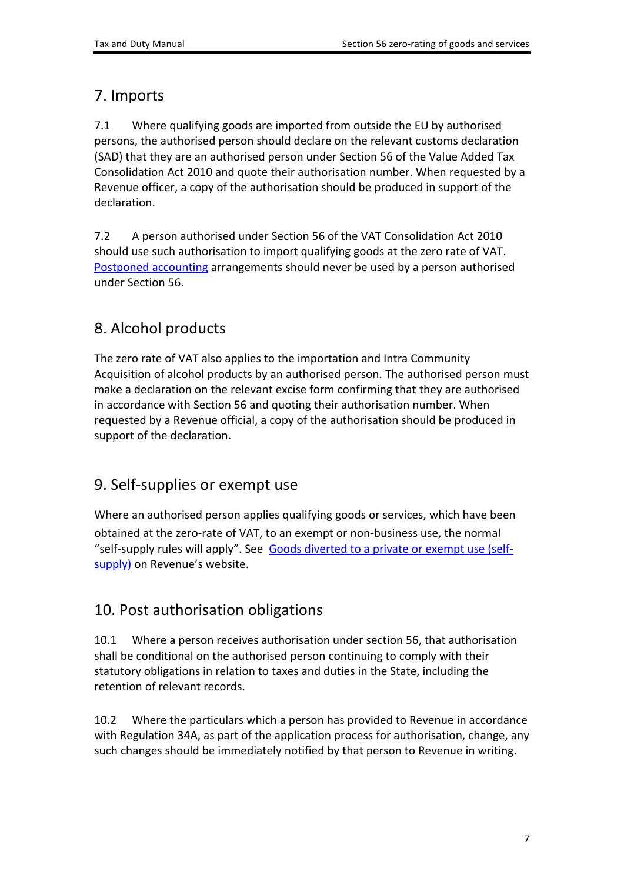## 7. Imports

7.1 Where qualifying goods are imported from outside the EU by authorised persons, the authorised person should declare on the relevant customs declaration (SAD) that they are an authorised person under Section 56 of the Value Added Tax Consolidation Act 2010 and quote their authorisation number. When requested by a Revenue officer, a copy of the authorisation should be produced in support of the declaration.

7.2 A person authorised under Section 56 of the VAT Consolidation Act 2010 should use such authorisation to import qualifying goods at the zero rate of VAT. Postponed accounting arrangements should never be used by a person authorised under Section 56.

## 8. Alcohol products

The zero rate of VAT also applies to the importation and Intra Community Acquisition of alcohol products by an authorised person. The authorised person must make a declaration on the relevant excise form confirming that they are authorised in accordance with Section 56 and quoting their authorisation number. When requested by a Revenue official, a copy of the authorisation should be produced in support of the declaration.

## 9. Self-supplies or exempt use

Where an authorised person applies qualifying goods or services, which have been obtained at the zero-rate of VAT, to an exempt or non-business use, the normal "self-supply rules will apply". See Goods diverted to a private or exempt use (self-supply) on Revenue's website.

## 10. Post authorisation obligations

10.1 Where a person receives authorisation under section 56, that authorisation shall be conditional on the authorised person continuing to comply with their statutory obligations in relation to taxes and duties in the State, including the retention of relevant records.

10.2 Where the particulars which a person has provided to Revenue in accordance with Regulation 34A, as part of the application process for authorisation, change, any such changes should be immediately notified by that person to Revenue in writing.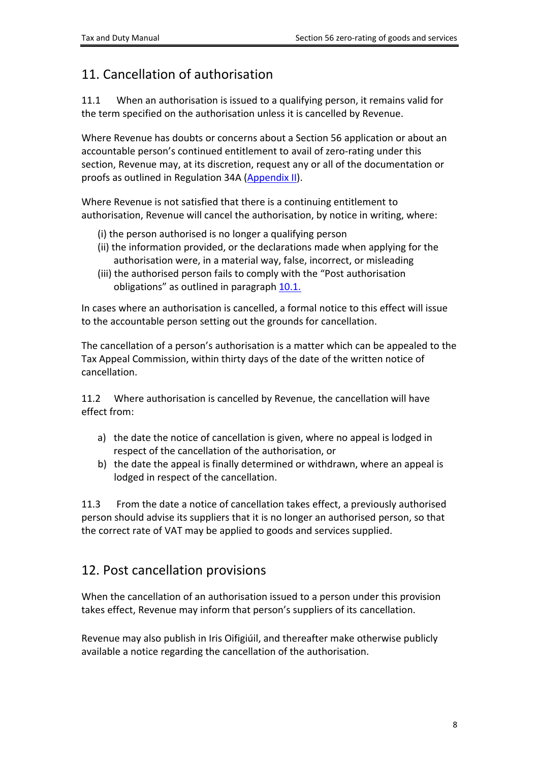## 11. Cancellation of authorisation

11.1 When an authorisation is issued to a qualifying person, it remains valid for the term specified on the authorisation unless it is cancelled by Revenue.

Where Revenue has doubts or concerns about a Section 56 application or about an accountable person's continued entitlement to avail of zero-rating under this section, Revenue may, at its discretion, request any or all of the documentation or proofs as outlined in Regulation 34A (Appendix II).

Where Revenue is not satisfied that there is a continuing entitlement to authorisation, Revenue will cancel the authorisation, by notice in writing, where:

(i) the person authorised is no longer a qualifying person
(ii) the information provided, or the declarations made when applying for the authorisation were, in a material way, false, incorrect, or misleading
(iii) the authorised person fails to comply with the "Post authorisation obligations" as outlined in paragraph 10.1.

In cases where an authorisation is cancelled, a formal notice to this effect will issue to the accountable person setting out the grounds for cancellation.

The cancellation of a person's authorisation is a matter which can be appealed to the Tax Appeal Commission, within thirty days of the date of the written notice of cancellation.

11.2 Where authorisation is cancelled by Revenue, the cancellation will have effect from:

a) the date the notice of cancellation is given, where no appeal is lodged in respect of the cancellation of the authorisation, or
b) the date the appeal is finally determined or withdrawn, where an appeal is lodged in respect of the cancellation.

11.3 From the date a notice of cancellation takes effect, a previously authorised person should advise its suppliers that it is no longer an authorised person, so that the correct rate of VAT may be applied to goods and services supplied.

## 12. Post cancellation provisions

When the cancellation of an authorisation issued to a person under this provision takes effect, Revenue may inform that person's suppliers of its cancellation.

Revenue may also publish in Iris Oifigiúil, and thereafter make otherwise publicly available a notice regarding the cancellation of the authorisation.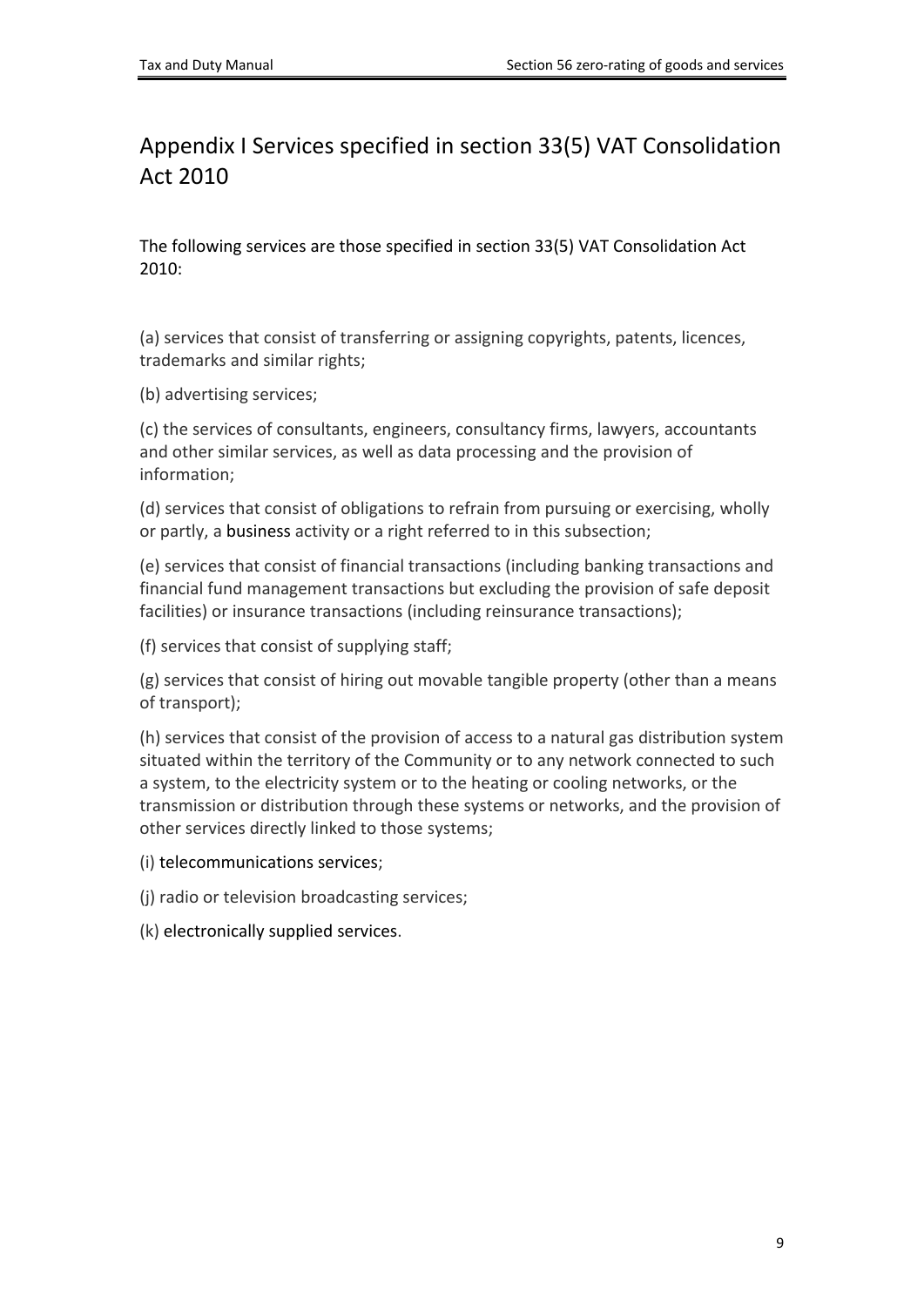# Appendix I Services specified in section 33(5) VAT Consolidation Act 2010

The following services are those specified in section 33(5) VAT Consolidation Act 2010:

(a) services that consist of transferring or assigning copyrights, patents, licences, trademarks and similar rights;

(b) advertising services;

(c) the services of consultants, engineers, consultancy firms, lawyers, accountants and other similar services, as well as data processing and the provision of information;

(d) services that consist of obligations to refrain from pursuing or exercising, wholly or partly, a business activity or a right referred to in this subsection;

(e) services that consist of financial transactions (including banking transactions and financial fund management transactions but excluding the provision of safe deposit facilities) or insurance transactions (including reinsurance transactions);

(f) services that consist of supplying staff;

(g) services that consist of hiring out movable tangible property (other than a means of transport);

(h) services that consist of the provision of access to a natural gas distribution system situated within the territory of the Community or to any network connected to such a system, to the electricity system or to the heating or cooling networks, or the transmission or distribution through these systems or networks, and the provision of other services directly linked to those systems;

(i) telecommunications services;

(j) radio or television broadcasting services;

(k) electronically supplied services.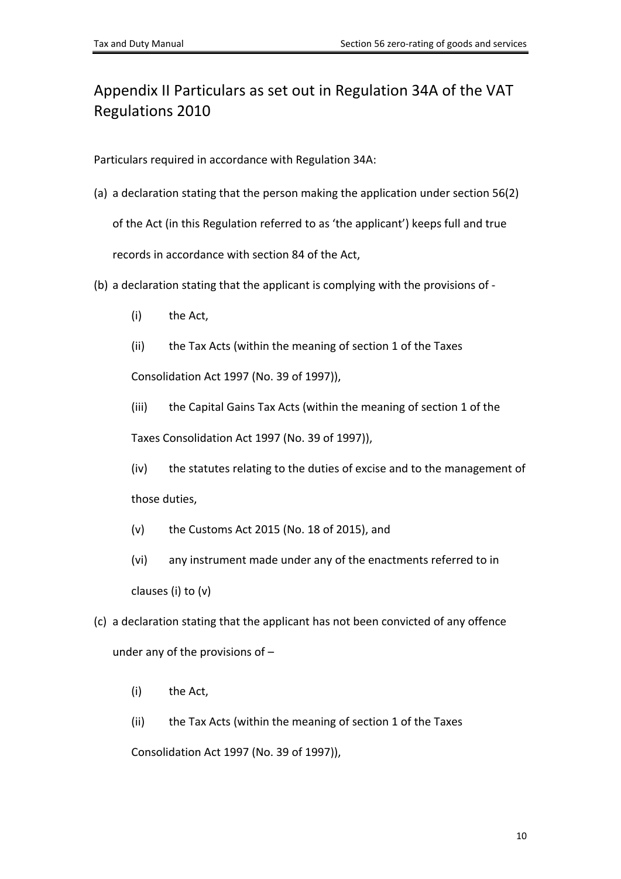# Appendix II Particulars as set out in Regulation 34A of the VAT Regulations 2010

Particulars required in accordance with Regulation 34A:

(a) a declaration stating that the person making the application under section 56(2) of the Act (in this Regulation referred to as 'the applicant') keeps full and true records in accordance with section 84 of the Act,

(b) a declaration stating that the applicant is complying with the provisions of -

  (i) the Act,

  (ii) the Tax Acts (within the meaning of section 1 of the Taxes Consolidation Act 1997 (No. 39 of 1997)),

  (iii) the Capital Gains Tax Acts (within the meaning of section 1 of the Taxes Consolidation Act 1997 (No. 39 of 1997)),

  (iv) the statutes relating to the duties of excise and to the management of those duties,

  (v) the Customs Act 2015 (No. 18 of 2015), and

  (vi) any instrument made under any of the enactments referred to in clauses (i) to (v)

(c) a declaration stating that the applicant has not been convicted of any offence under any of the provisions of –

  (i) the Act,

  (ii) the Tax Acts (within the meaning of section 1 of the Taxes Consolidation Act 1997 (No. 39 of 1997)),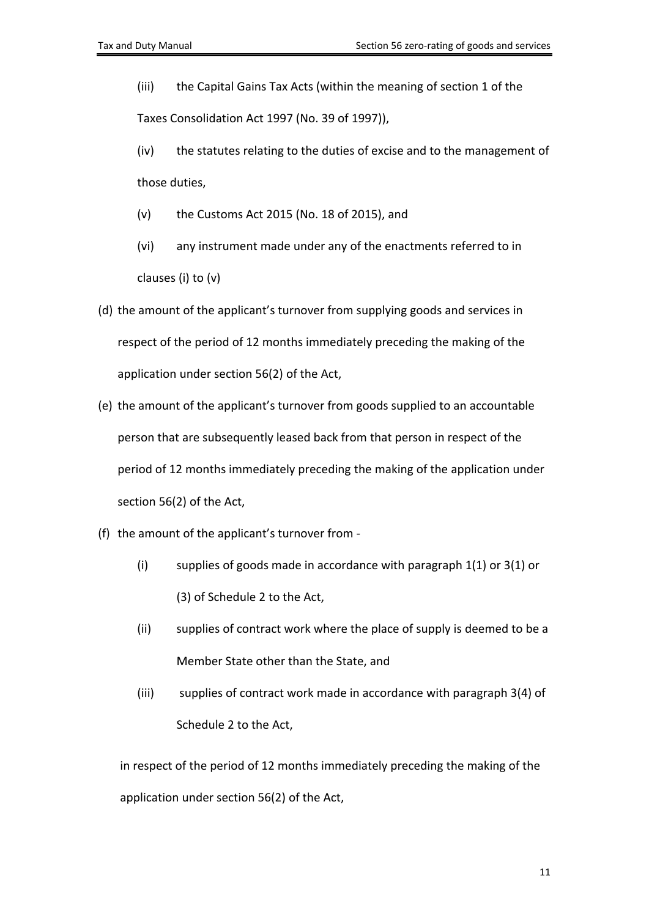(iii) the Capital Gains Tax Acts (within the meaning of section 1 of the Taxes Consolidation Act 1997 (No. 39 of 1997)),

(iv) the statutes relating to the duties of excise and to the management of those duties,

(v) the Customs Act 2015 (No. 18 of 2015), and

(vi) any instrument made under any of the enactments referred to in clauses (i) to (v)

(d) the amount of the applicant's turnover from supplying goods and services in respect of the period of 12 months immediately preceding the making of the application under section 56(2) of the Act,

(e) the amount of the applicant's turnover from goods supplied to an accountable person that are subsequently leased back from that person in respect of the period of 12 months immediately preceding the making of the application under section 56(2) of the Act,

(f) the amount of the applicant's turnover from -

(i) supplies of goods made in accordance with paragraph 1(1) or 3(1) or (3) of Schedule 2 to the Act,

(ii) supplies of contract work where the place of supply is deemed to be a Member State other than the State, and

(iii) supplies of contract work made in accordance with paragraph 3(4) of Schedule 2 to the Act,

in respect of the period of 12 months immediately preceding the making of the application under section 56(2) of the Act,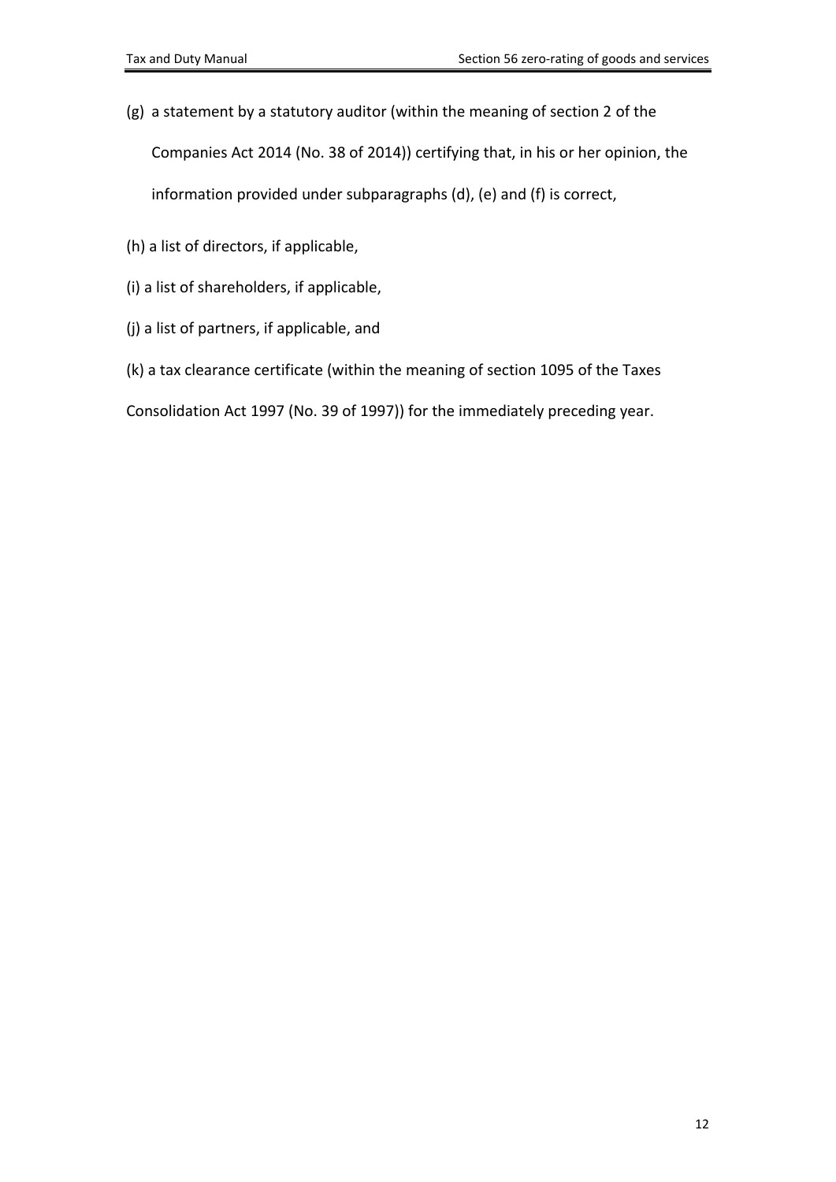(g) a statement by a statutory auditor (within the meaning of section 2 of the Companies Act 2014 (No. 38 of 2014)) certifying that, in his or her opinion, the information provided under subparagraphs (d), (e) and (f) is correct,

(h) a list of directors, if applicable,

(i) a list of shareholders, if applicable,

(j) a list of partners, if applicable, and

(k) a tax clearance certificate (within the meaning of section 1095 of the Taxes Consolidation Act 1997 (No. 39 of 1997)) for the immediately preceding year.